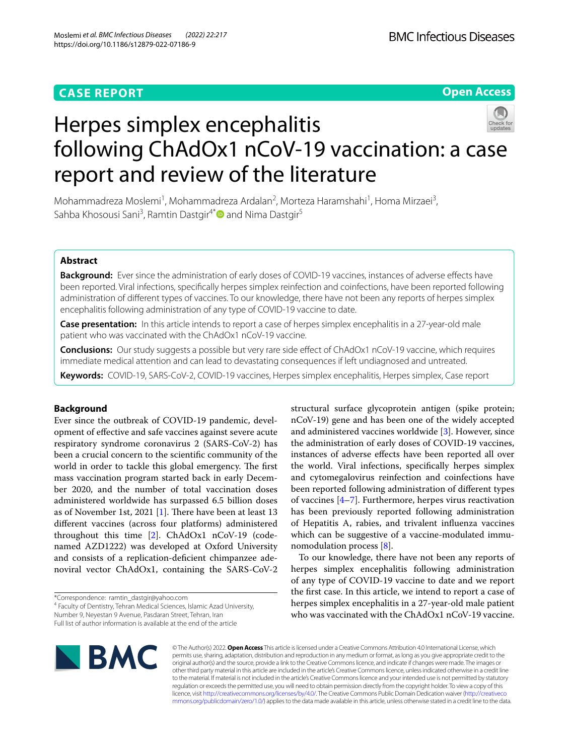CASE REPORT

Open Access

# Herpes simplex encephalitis following ChAdOx1 nCoV-19 vaccination: a case report and review of the literature

Mohammadreza Moslemi[1], Mohammadreza Ardalan[2], Morteza Haramshahi[1], Homa Mirzaei[3], Sahba Khosousi Sani[3], Ramtin Dastgir[4*] and Nima Dastgir[5]

## Abstract

**Background:** Ever since the administration of early doses of COVID-19 vaccines, instances of adverse effects have been reported. Viral infections, specifically herpes simplex reinfection and coinfections, have been reported following administration of different types of vaccines. To our knowledge, there have not been any reports of herpes simplex encephalitis following administration of any type of COVID-19 vaccine to date.

**Case presentation:** In this article intends to report a case of herpes simplex encephalitis in a 27-year-old male patient who was vaccinated with the ChAdOx1 nCoV-19 vaccine.

**Conclusions:** Our study suggests a possible but very rare side effect of ChAdOx1 nCoV-19 vaccine, which requires immediate medical attention and can lead to devastating consequences if left undiagnosed and untreated.

**Keywords:** COVID-19, SARS-CoV-2, COVID-19 vaccines, Herpes simplex encephalitis, Herpes simplex, Case report

## Background

Ever since the outbreak of COVID-19 pandemic, development of effective and safe vaccines against severe acute respiratory syndrome coronavirus 2 (SARS-CoV-2) has been a crucial concern to the scientific community of the world in order to tackle this global emergency. The first mass vaccination program started back in early December 2020, and the number of total vaccination doses administered worldwide has surpassed 6.5 billion doses as of November 1st, 2021 [1]. There have been at least 13 different vaccines (across four platforms) administered throughout this time [2]. ChAdOx1 nCoV-19 (codenamed AZD1222) was developed at Oxford University and consists of a replication-deficient chimpanzee adenoviral vector ChAdOx1, containing the SARS-CoV-2 structural surface glycoprotein antigen (spike protein; nCoV-19) gene and has been one of the widely accepted and administered vaccines worldwide [3]. However, since the administration of early doses of COVID-19 vaccines, instances of adverse effects have been reported all over the world. Viral infections, specifically herpes simplex and cytomegalovirus reinfection and coinfections have been reported following administration of different types of vaccines [4–7]. Furthermore, herpes virus reactivation has been previously reported following administration of Hepatitis A, rabies, and trivalent influenza vaccines which can be suggestive of a vaccine-modulated immunomodulation process [8].

To our knowledge, there have not been any reports of herpes simplex encephalitis following administration of any type of COVID-19 vaccine to date and we report the first case. In this article, we intend to report a case of herpes simplex encephalitis in a 27-year-old male patient who was vaccinated with the ChAdOx1 nCoV-19 vaccine.

*Correspondence: ramtin_dastgir@yahoo.com
[4] Faculty of Dentistry, Tehran Medical Sciences, Islamic Azad University, Number 9, Neyestan 9 Avenue, Pasdaran Street, Tehran, Iran
Full list of author information is available at the end of the article

© The Author(s) 2022. **Open Access** This article is licensed under a Creative Commons Attribution 4.0 International License, which permits use, sharing, adaptation, distribution and reproduction in any medium or format, as long as you give appropriate credit to the original author(s) and the source, provide a link to the Creative Commons licence, and indicate if changes were made. The images or other third party material in this article are included in the article's Creative Commons licence, unless indicated otherwise in a credit line to the material. If material is not included in the article's Creative Commons licence and your intended use is not permitted by statutory regulation or exceeds the permitted use, you will need to obtain permission directly from the copyright holder. To view a copy of this licence, visit http://creativecommons.org/licenses/by/4.0/. The Creative Commons Public Domain Dedication waiver (http://creativecommons.org/publicdomain/zero/1.0/) applies to the data made available in this article, unless otherwise stated in a credit line to the data.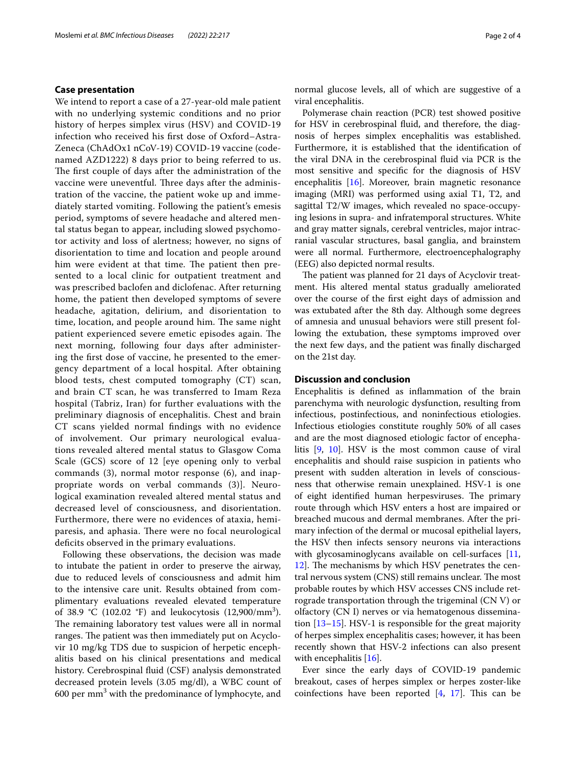## Case presentation

We intend to report a case of a 27-year-old male patient with no underlying systemic conditions and no prior history of herpes simplex virus (HSV) and COVID-19 infection who received his first dose of Oxford–AstraZeneca (ChAdOx1 nCoV-19) COVID-19 vaccine (codenamed AZD1222) 8 days prior to being referred to us. The first couple of days after the administration of the vaccine were uneventful. Three days after the administration of the vaccine, the patient woke up and immediately started vomiting. Following the patient's emesis period, symptoms of severe headache and altered mental status began to appear, including slowed psychomotor activity and loss of alertness; however, no signs of disorientation to time and location and people around him were evident at that time. The patient then presented to a local clinic for outpatient treatment and was prescribed baclofen and diclofenac. After returning home, the patient then developed symptoms of severe headache, agitation, delirium, and disorientation to time, location, and people around him. The same night patient experienced severe emetic episodes again. The next morning, following four days after administering the first dose of vaccine, he presented to the emergency department of a local hospital. After obtaining blood tests, chest computed tomography (CT) scan, and brain CT scan, he was transferred to Imam Reza hospital (Tabriz, Iran) for further evaluations with the preliminary diagnosis of encephalitis. Chest and brain CT scans yielded normal findings with no evidence of involvement. Our primary neurological evaluations revealed altered mental status to Glasgow Coma Scale (GCS) score of 12 [eye opening only to verbal commands (3), normal motor response (6), and inappropriate words on verbal commands (3)]. Neurological examination revealed altered mental status and decreased level of consciousness, and disorientation. Furthermore, there were no evidences of ataxia, hemiparesis, and aphasia. There were no focal neurological deficits observed in the primary evaluations.

Following these observations, the decision was made to intubate the patient in order to preserve the airway, due to reduced levels of consciousness and admit him to the intensive care unit. Results obtained from complimentary evaluations revealed elevated temperature of 38.9 °C (102.02 °F) and leukocytosis (12,900/mm$^3$). The remaining laboratory test values were all in normal ranges. The patient was then immediately put on Acyclovir 10 mg/kg TDS due to suspicion of herpetic encephalitis based on his clinical presentations and medical history. Cerebrospinal fluid (CSF) analysis demonstrated decreased protein levels (3.05 mg/dl), a WBC count of 600 per mm$^3$ with the predominance of lymphocyte, and normal glucose levels, all of which are suggestive of a viral encephalitis.

Polymerase chain reaction (PCR) test showed positive for HSV in cerebrospinal fluid, and therefore, the diagnosis of herpes simplex encephalitis was established. Furthermore, it is established that the identification of the viral DNA in the cerebrospinal fluid via PCR is the most sensitive and specific for the diagnosis of HSV encephalitis [16]. Moreover, brain magnetic resonance imaging (MRI) was performed using axial T1, T2, and sagittal T2/W images, which revealed no space-occupying lesions in supra- and infratemporal structures. White and gray matter signals, cerebral ventricles, major intracranial vascular structures, basal ganglia, and brainstem were all normal. Furthermore, electroencephalography (EEG) also depicted normal results.

The patient was planned for 21 days of Acyclovir treatment. His altered mental status gradually ameliorated over the course of the first eight days of admission and was extubated after the 8th day. Although some degrees of amnesia and unusual behaviors were still present following the extubation, these symptoms improved over the next few days, and the patient was finally discharged on the 21st day.

## Discussion and conclusion

Encephalitis is defined as inflammation of the brain parenchyma with neurologic dysfunction, resulting from infectious, postinfectious, and noninfectious etiologies. Infectious etiologies constitute roughly 50% of all cases and are the most diagnosed etiologic factor of encephalitis [9, 10]. HSV is the most common cause of viral encephalitis and should raise suspicion in patients who present with sudden alteration in levels of consciousness that otherwise remain unexplained. HSV-1 is one of eight identified human herpesviruses. The primary route through which HSV enters a host are impaired or breached mucous and dermal membranes. After the primary infection of the dermal or mucosal epithelial layers, the HSV then infects sensory neurons via interactions with glycosaminoglycans available on cell-surfaces [11, 12]. The mechanisms by which HSV penetrates the central nervous system (CNS) still remains unclear. The most probable routes by which HSV accesses CNS include retrograde transportation through the trigeminal (CN V) or olfactory (CN I) nerves or via hematogenous dissemination [13–15]. HSV-1 is responsible for the great majority of herpes simplex encephalitis cases; however, it has been recently shown that HSV-2 infections can also present with encephalitis [16].

Ever since the early days of COVID-19 pandemic breakout, cases of herpes simplex or herpes zoster-like coinfections have been reported [4, 17]. This can be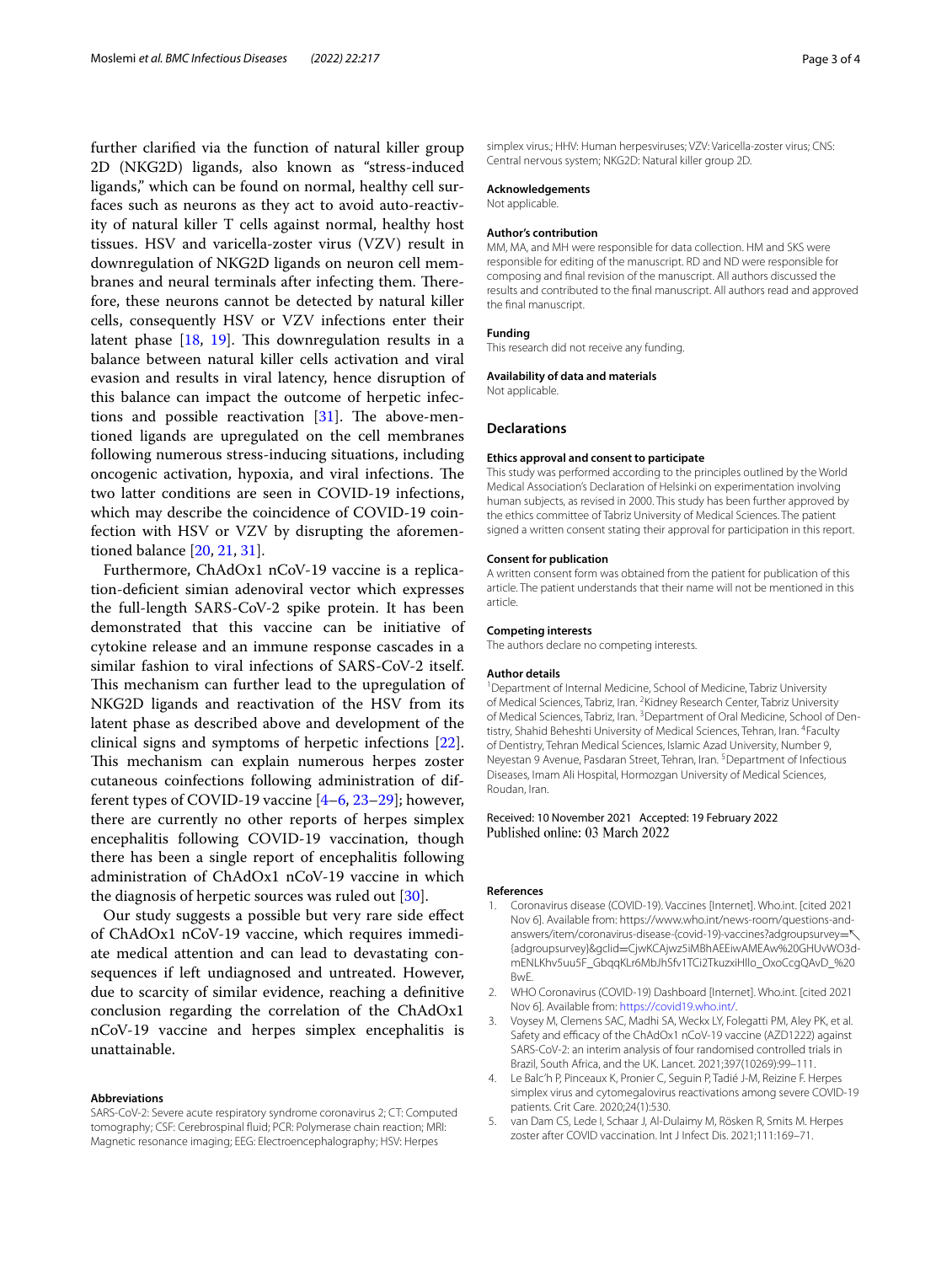further clarified via the function of natural killer group 2D (NKG2D) ligands, also known as "stress-induced ligands," which can be found on normal, healthy cell surfaces such as neurons as they act to avoid auto-reactivity of natural killer T cells against normal, healthy host tissues. HSV and varicella-zoster virus (VZV) result in downregulation of NKG2D ligands on neuron cell membranes and neural terminals after infecting them. Therefore, these neurons cannot be detected by natural killer cells, consequently HSV or VZV infections enter their latent phase [18, 19]. This downregulation results in a balance between natural killer cells activation and viral evasion and results in viral latency, hence disruption of this balance can impact the outcome of herpetic infections and possible reactivation [31]. The above-mentioned ligands are upregulated on the cell membranes following numerous stress-inducing situations, including oncogenic activation, hypoxia, and viral infections. The two latter conditions are seen in COVID-19 infections, which may describe the coincidence of COVID-19 coinfection with HSV or VZV by disrupting the aforementioned balance [20, 21, 31].

Furthermore, ChAdOx1 nCoV-19 vaccine is a replication-deficient simian adenoviral vector which expresses the full-length SARS-CoV-2 spike protein. It has been demonstrated that this vaccine can be initiative of cytokine release and an immune response cascades in a similar fashion to viral infections of SARS-CoV-2 itself. This mechanism can further lead to the upregulation of NKG2D ligands and reactivation of the HSV from its latent phase as described above and development of the clinical signs and symptoms of herpetic infections [22]. This mechanism can explain numerous herpes zoster cutaneous coinfections following administration of different types of COVID-19 vaccine [4–6, 23–29]; however, there are currently no other reports of herpes simplex encephalitis following COVID-19 vaccination, though there has been a single report of encephalitis following administration of ChAdOx1 nCoV-19 vaccine in which the diagnosis of herpetic sources was ruled out [30].

Our study suggests a possible but very rare side effect of ChAdOx1 nCoV-19 vaccine, which requires immediate medical attention and can lead to devastating consequences if left undiagnosed and untreated. However, due to scarcity of similar evidence, reaching a definitive conclusion regarding the correlation of the ChAdOx1 nCoV-19 vaccine and herpes simplex encephalitis is unattainable.

#### Abbreviations

SARS-CoV-2: Severe acute respiratory syndrome coronavirus 2; CT: Computed tomography; CSF: Cerebrospinal fluid; PCR: Polymerase chain reaction; MRI: Magnetic resonance imaging; EEG: Electroencephalography; HSV: Herpes simplex virus.; HHV: Human herpesviruses; VZV: Varicella-zoster virus; CNS: Central nervous system; NKG2D: Natural killer group 2D.

#### Acknowledgements

Not applicable.

#### Author's contribution

MM, MA, and MH were responsible for data collection. HM and SKS were responsible for editing of the manuscript. RD and ND were responsible for composing and final revision of the manuscript. All authors discussed the results and contributed to the final manuscript. All authors read and approved the final manuscript.

#### Funding

This research did not receive any funding.

#### Availability of data and materials

Not applicable.

## Declarations

#### Ethics approval and consent to participate

This study was performed according to the principles outlined by the World Medical Association's Declaration of Helsinki on experimentation involving human subjects, as revised in 2000. This study has been further approved by the ethics committee of Tabriz University of Medical Sciences. The patient signed a written consent stating their approval for participation in this report.

#### Consent for publication

A written consent form was obtained from the patient for publication of this article. The patient understands that their name will not be mentioned in this article.

#### Competing interests

The authors declare no competing interests.

#### Author details

[1] Department of Internal Medicine, School of Medicine, Tabriz University of Medical Sciences, Tabriz, Iran. [2] Kidney Research Center, Tabriz University of Medical Sciences, Tabriz, Iran. [3] Department of Oral Medicine, School of Dentistry, Shahid Beheshti University of Medical Sciences, Tehran, Iran. [4] Faculty of Dentistry, Tehran Medical Sciences, Islamic Azad University, Number 9, Neyestan 9 Avenue, Pasdaran Street, Tehran, Iran. [5] Department of Infectious Diseases, Imam Ali Hospital, Hormozgan University of Medical Sciences, Roudan, Iran.

Received: 10 November 2021 Accepted: 19 February 2022
Published online: 03 March 2022

#### References

1. Coronavirus disease (COVID-19). Vaccines [Internet]. Who.int. [cited 2021 Nov 6]. Available from: https://www.who.int/news-room/questions-and-answers/item/coronavirus-disease-(covid-19)-vaccines?adgroupsurvey={adgroupsurvey}&gclid=CjwKCAjwz5iMBhAEEiwAMEAw%20GHUvWO3d-mENLKhv5uu5F_GbqqKLr6MbJhSfv1TCi2TkuzxiHllo_OxoCcgQAvD_%20BwE.
2. WHO Coronavirus (COVID-19) Dashboard [Internet]. Who.int. [cited 2021 Nov 6]. Available from: https://covid19.who.int/.
3. Voysey M, Clemens SAC, Madhi SA, Weckx LY, Folegatti PM, Aley PK, et al. Safety and efficacy of the ChAdOx1 nCoV-19 vaccine (AZD1222) against SARS-CoV-2: an interim analysis of four randomised controlled trials in Brazil, South Africa, and the UK. Lancet. 2021;397(10269):99–111.
4. Le Balc'h P, Pinceaux K, Pronier C, Seguin P, Tadié J-M, Reizine F. Herpes simplex virus and cytomegalovirus reactivations among severe COVID-19 patients. Crit Care. 2020;24(1):530.
5. van Dam CS, Lede I, Schaar J, Al-Dulaimy M, Rösken R, Smits M. Herpes zoster after COVID vaccination. Int J Infect Dis. 2021;111:169–71.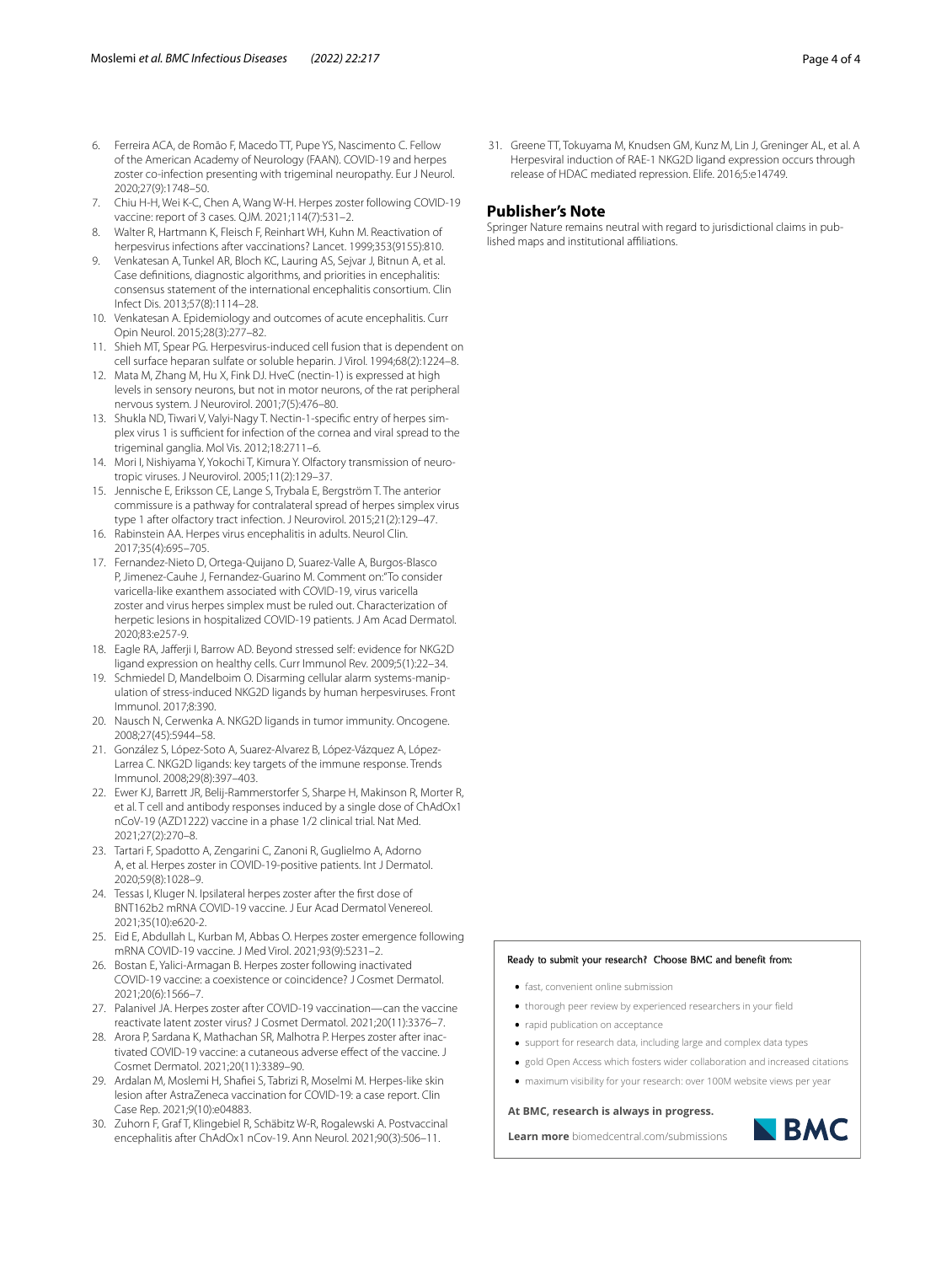6. Ferreira ACA, de Romão F, Macedo TT, Pupe YS, Nascimento C. Fellow of the American Academy of Neurology (FAAN). COVID-19 and herpes zoster co-infection presenting with trigeminal neuropathy. Eur J Neurol. 2020;27(9):1748–50.
7. Chiu H-H, Wei K-C, Chen A, Wang W-H. Herpes zoster following COVID-19 vaccine: report of 3 cases. QJM. 2021;114(7):531–2.
8. Walter R, Hartmann K, Fleisch F, Reinhart WH, Kuhn M. Reactivation of herpesvirus infections after vaccinations? Lancet. 1999;353(9155):810.
9. Venkatesan A, Tunkel AR, Bloch KC, Lauring AS, Sejvar J, Bitnun A, et al. Case definitions, diagnostic algorithms, and priorities in encephalitis: consensus statement of the international encephalitis consortium. Clin Infect Dis. 2013;57(8):1114–28.
10. Venkatesan A. Epidemiology and outcomes of acute encephalitis. Curr Opin Neurol. 2015;28(3):277–82.
11. Shieh MT, Spear PG. Herpesvirus-induced cell fusion that is dependent on cell surface heparan sulfate or soluble heparin. J Virol. 1994;68(2):1224–8.
12. Mata M, Zhang M, Hu X, Fink DJ. HveC (nectin-1) is expressed at high levels in sensory neurons, but not in motor neurons, of the rat peripheral nervous system. J Neurovirol. 2001;7(5):476–80.
13. Shukla ND, Tiwari V, Valyi-Nagy T. Nectin-1-specific entry of herpes simplex virus 1 is sufficient for infection of the cornea and viral spread to the trigeminal ganglia. Mol Vis. 2012;18:2711–6.
14. Mori I, Nishiyama Y, Yokochi T, Kimura Y. Olfactory transmission of neurotropic viruses. J Neurovirol. 2005;11(2):129–37.
15. Jennische E, Eriksson CE, Lange S, Trybala E, Bergström T. The anterior commissure is a pathway for contralateral spread of herpes simplex virus type 1 after olfactory tract infection. J Neurovirol. 2015;21(2):129–47.
16. Rabinstein AA. Herpes virus encephalitis in adults. Neurol Clin. 2017;35(4):695–705.
17. Fernandez-Nieto D, Ortega-Quijano D, Suarez-Valle A, Burgos-Blasco P, Jimenez-Cauhe J, Fernandez-Guarino M. Comment on:"To consider varicella-like exanthem associated with COVID-19, virus varicella zoster and virus herpes simplex must be ruled out. Characterization of herpetic lesions in hospitalized COVID-19 patients. J Am Acad Dermatol. 2020;83:e257-9.
18. Eagle RA, Jafferji I, Barrow AD. Beyond stressed self: evidence for NKG2D ligand expression on healthy cells. Curr Immunol Rev. 2009;5(1):22–34.
19. Schmiedel D, Mandelboim O. Disarming cellular alarm systems-manipulation of stress-induced NKG2D ligands by human herpesviruses. Front Immunol. 2017;8:390.
20. Nausch N, Cerwenka A. NKG2D ligands in tumor immunity. Oncogene. 2008;27(45):5944–58.
21. González S, López-Soto A, Suarez-Alvarez B, López-Vázquez A, López-Larrea C. NKG2D ligands: key targets of the immune response. Trends Immunol. 2008;29(8):397–403.
22. Ewer KJ, Barrett JR, Belij-Rammerstorfer S, Sharpe H, Makinson R, Morter R, et al. T cell and antibody responses induced by a single dose of ChAdOx1 nCoV-19 (AZD1222) vaccine in a phase 1/2 clinical trial. Nat Med. 2021;27(2):270–8.
23. Tartari F, Spadotto A, Zengarini C, Zanoni R, Guglielmo A, Adorno A, et al. Herpes zoster in COVID-19-positive patients. Int J Dermatol. 2020;59(8):1028–9.
24. Tessas I, Kluger N. Ipsilateral herpes zoster after the first dose of BNT162b2 mRNA COVID-19 vaccine. J Eur Acad Dermatol Venereol. 2021;35(10):e620-2.
25. Eid E, Abdullah L, Kurban M, Abbas O. Herpes zoster emergence following mRNA COVID-19 vaccine. J Med Virol. 2021;93(9):5231–2.
26. Bostan E, Yalici-Armagan B. Herpes zoster following inactivated COVID-19 vaccine: a coexistence or coincidence? J Cosmet Dermatol. 2021;20(6):1566–7.
27. Palanivel JA. Herpes zoster after COVID-19 vaccination—can the vaccine reactivate latent zoster virus? J Cosmet Dermatol. 2021;20(11):3376–7.
28. Arora P, Sardana K, Mathachan SR, Malhotra P. Herpes zoster after inactivated COVID-19 vaccine: a cutaneous adverse effect of the vaccine. J Cosmet Dermatol. 2021;20(11):3389–90.
29. Ardalan M, Moslemi H, Shafiei S, Tabrizi R, Moselmi M. Herpes-like skin lesion after AstraZeneca vaccination for COVID-19: a case report. Clin Case Rep. 2021;9(10):e04883.
30. Zuhorn F, Graf T, Klingebiel R, Schäbitz W-R, Rogalewski A. Postvaccinal encephalitis after ChAdOx1 nCov-19. Ann Neurol. 2021;90(3):506–11.
31. Greene TT, Tokuyama M, Knudsen GM, Kunz M, Lin J, Greninger AL, et al. A Herpesviral induction of RAE-1 NKG2D ligand expression occurs through release of HDAC mediated repression. Elife. 2016;5:e14749.

## Publisher's Note

Springer Nature remains neutral with regard to jurisdictional claims in published maps and institutional affiliations.

Ready to submit your research? Choose BMC and benefit from:

- fast, convenient online submission
- thorough peer review by experienced researchers in your field
- rapid publication on acceptance
- support for research data, including large and complex data types
- gold Open Access which fosters wider collaboration and increased citations
- maximum visibility for your research: over 100M website views per year

**At BMC, research is always in progress.**

**Learn more** biomedcentral.com/submissions

BMC